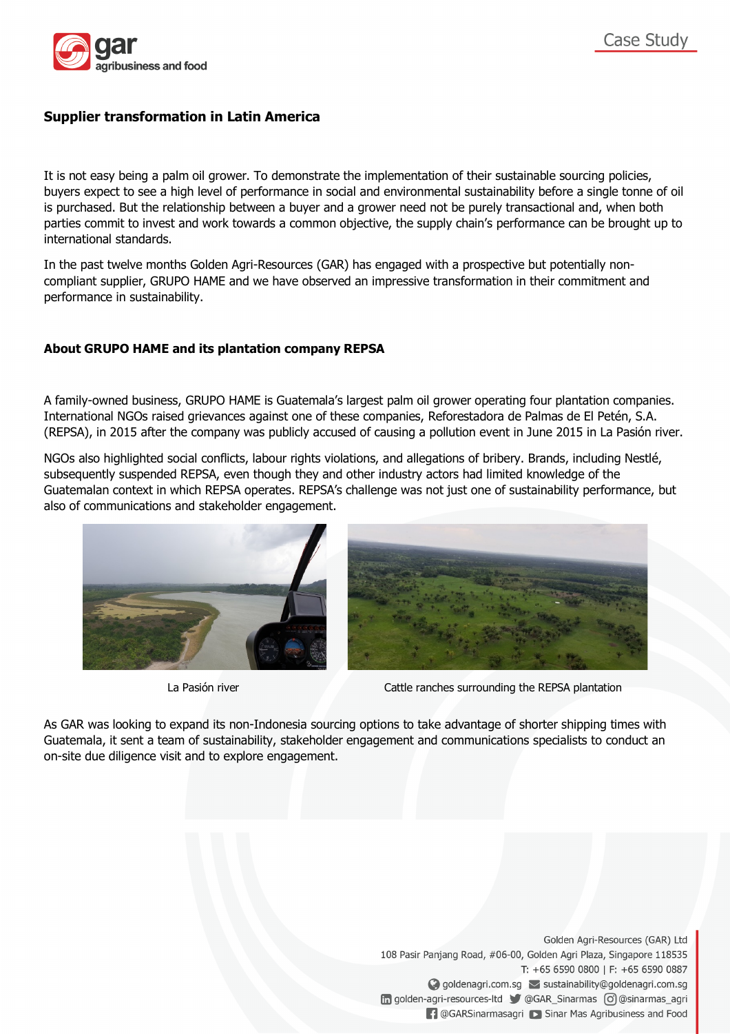## Supplier transformation in Latin America

It is not easy being a palm oil grower. To demonstrate the implementation of their sustainable sourcing policies, buyers expect to see a high level of performance in social and environmental sustainability before a single tonne of oil is purchased. But the relationship between a buyer and a grower need not be purely transactional and, when both parties commit to invest and work towards a common objective, the supply chain's performance can be brought up to international standards.

In the past twelve months Golden Agri-Resources (GAR) has engaged with a prospective but potentially non-compliant supplier, GRUPO HAME and we have observed an impressive transformation in their commitment and performance in sustainability.

### About GRUPO HAME and its plantation company REPSA

A family-owned business, GRUPO HAME is Guatemala's largest palm oil grower operating four plantation companies. International NGOs raised grievances against one of these companies, Reforestadora de Palmas de El Petén, S.A. (REPSA), in 2015 after the company was publicly accused of causing a pollution event in June 2015 in La Pasión river.

NGOs also highlighted social conflicts, labour rights violations, and allegations of bribery. Brands, including Nestlé, subsequently suspended REPSA, even though they and other industry actors had limited knowledge of the Guatemalan context in which REPSA operates. REPSA's challenge was not just one of sustainability performance, but also of communications and stakeholder engagement.

La Pasión river

Cattle ranches surrounding the REPSA plantation

As GAR was looking to expand its non-Indonesia sourcing options to take advantage of shorter shipping times with Guatemala, it sent a team of sustainability, stakeholder engagement and communications specialists to conduct an on-site due diligence visit and to explore engagement.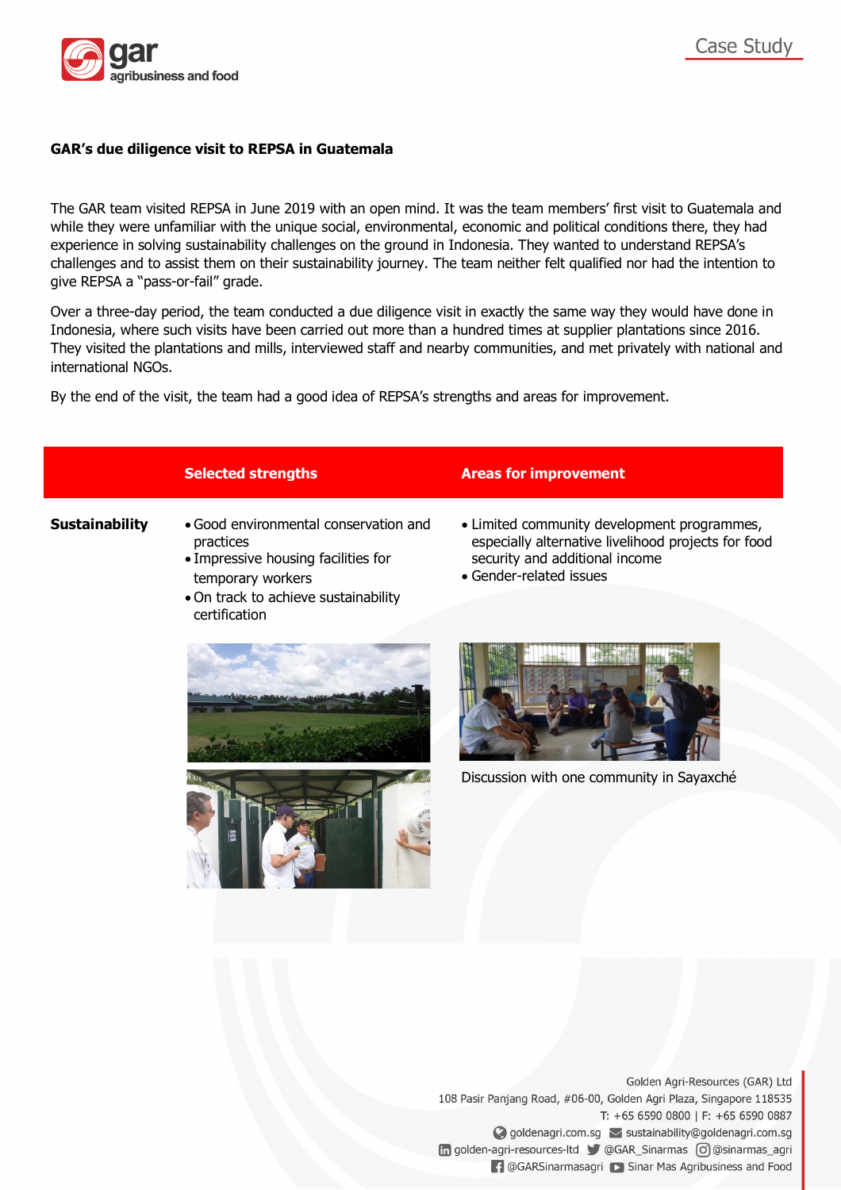**GAR's due diligence visit to REPSA in Guatemala**

The GAR team visited REPSA in June 2019 with an open mind. It was the team members' first visit to Guatemala and while they were unfamiliar with the unique social, environmental, economic and political conditions there, they had experience in solving sustainability challenges on the ground in Indonesia. They wanted to understand REPSA's challenges and to assist them on their sustainability journey. The team neither felt qualified nor had the intention to give REPSA a "pass-or-fail" grade.

Over a three-day period, the team conducted a due diligence visit in exactly the same way they would have done in Indonesia, where such visits have been carried out more than a hundred times at supplier plantations since 2016. They visited the plantations and mills, interviewed staff and nearby communities, and met privately with national and international NGOs.

By the end of the visit, the team had a good idea of REPSA's strengths and areas for improvement.

| | Selected strengths | Areas for improvement |
|---|---|---|
| **Sustainability** | • Good environmental conservation and practices<br>• Impressive housing facilities for temporary workers<br>• On track to achieve sustainability certification | • Limited community development programmes, especially alternative livelihood projects for food security and additional income<br>• Gender-related issues |

Discussion with one community in Sayaxché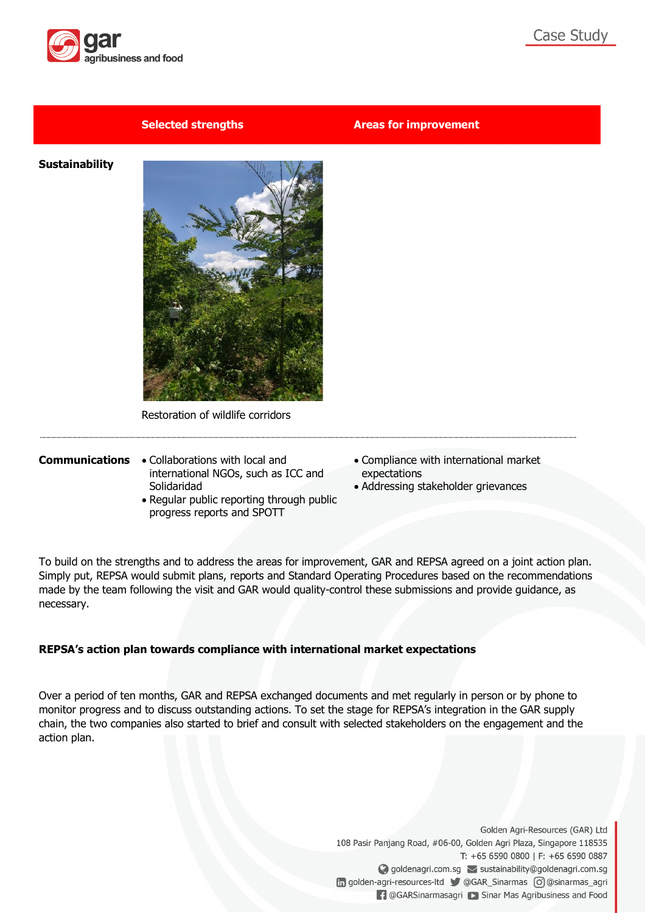| | Selected strengths | Areas for improvement |
|---|---|---|
| **Sustainability** | Restoration of wildlife corridors | |
| **Communications** | • Collaborations with local and international NGOs, such as ICC and Solidaridad<br>• Regular public reporting through public progress reports and SPOTT | • Compliance with international market expectations<br>• Addressing stakeholder grievances |

To build on the strengths and to address the areas for improvement, GAR and REPSA agreed on a joint action plan. Simply put, REPSA would submit plans, reports and Standard Operating Procedures based on the recommendations made by the team following the visit and GAR would quality-control these submissions and provide guidance, as necessary.

**REPSA's action plan towards compliance with international market expectations**

Over a period of ten months, GAR and REPSA exchanged documents and met regularly in person or by phone to monitor progress and to discuss outstanding actions. To set the stage for REPSA's integration in the GAR supply chain, the two companies also started to brief and consult with selected stakeholders on the engagement and the action plan.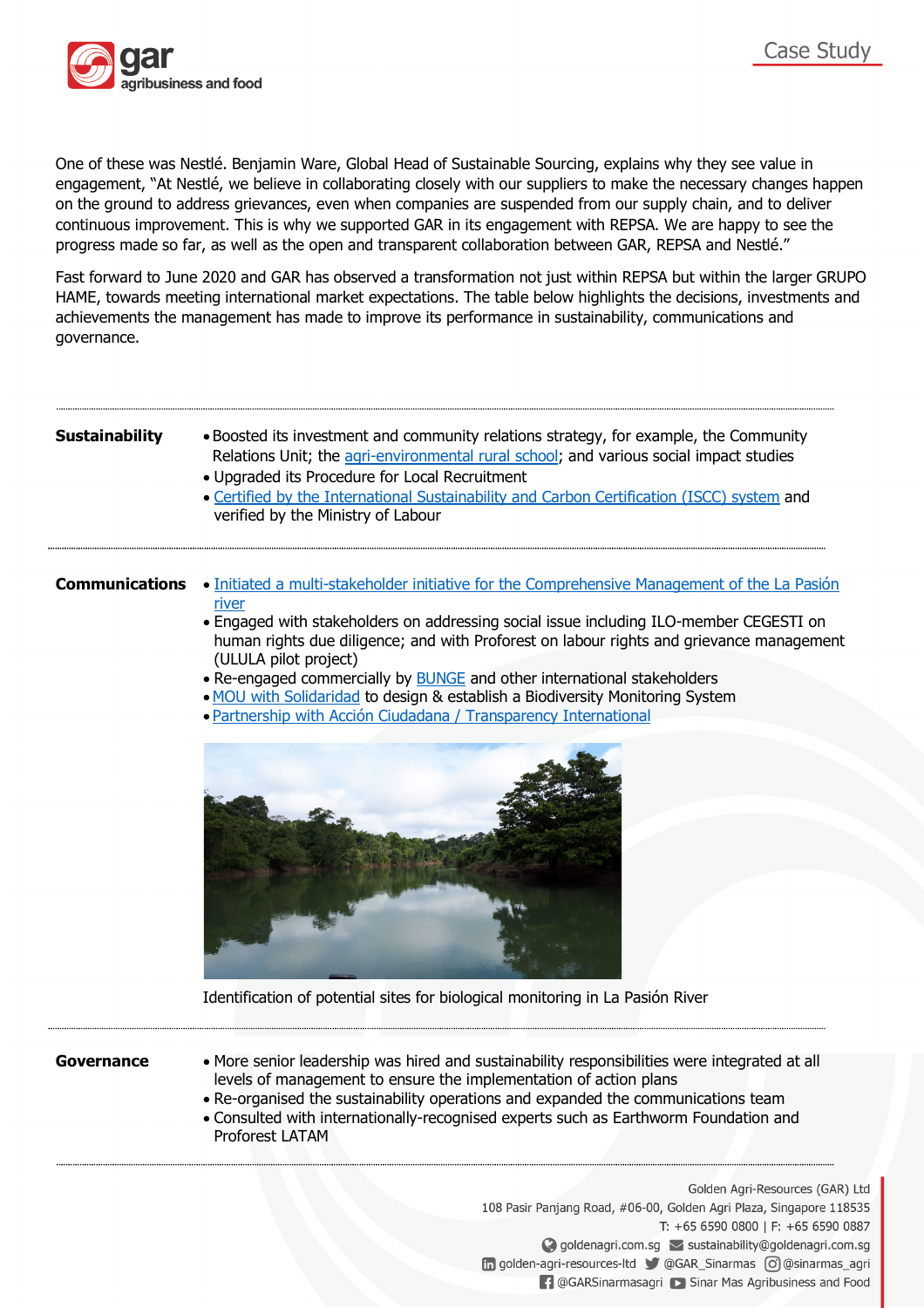One of these was Nestlé. Benjamin Ware, Global Head of Sustainable Sourcing, explains why they see value in engagement, "At Nestlé, we believe in collaborating closely with our suppliers to make the necessary changes happen on the ground to address grievances, even when companies are suspended from our supply chain, and to deliver continuous improvement. This is why we supported GAR in its engagement with REPSA. We are happy to see the progress made so far, as well as the open and transparent collaboration between GAR, REPSA and Nestlé."

Fast forward to June 2020 and GAR has observed a transformation not just within REPSA but within the larger GRUPO HAME, towards meeting international market expectations. The table below highlights the decisions, investments and achievements the management has made to improve its performance in sustainability, communications and governance.

| | |
|---|---|
| **Sustainability** | • Boosted its investment and community relations strategy, for example, the Community Relations Unit; the agri-environmental rural school; and various social impact studies<br>• Upgraded its Procedure for Local Recruitment<br>• Certified by the International Sustainability and Carbon Certification (ISCC) system and verified by the Ministry of Labour |
| **Communications** | • Initiated a multi-stakeholder initiative for the Comprehensive Management of the La Pasión river<br>• Engaged with stakeholders on addressing social issue including ILO-member CEGESTI on human rights due diligence; and with Proforest on labour rights and grievance management (ULULA pilot project)<br>• Re-engaged commercially by BUNGE and other international stakeholders<br>• MOU with Solidaridad to design & establish a Biodiversity Monitoring System<br>• Partnership with Acción Ciudadana / Transparency International<br>Identification of potential sites for biological monitoring in La Pasión River |
| **Governance** | • More senior leadership was hired and sustainability responsibilities were integrated at all levels of management to ensure the implementation of action plans<br>• Re-organised the sustainability operations and expanded the communications team<br>• Consulted with internationally-recognised experts such as Earthworm Foundation and Proforest LATAM |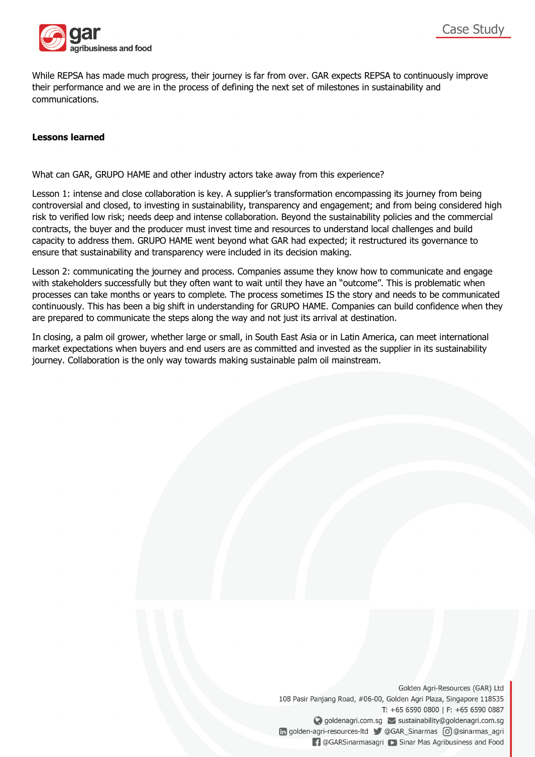While REPSA has made much progress, their journey is far from over. GAR expects REPSA to continuously improve their performance and we are in the process of defining the next set of milestones in sustainability and communications.

**Lessons learned**

What can GAR, GRUPO HAME and other industry actors take away from this experience?

Lesson 1: intense and close collaboration is key. A supplier's transformation encompassing its journey from being controversial and closed, to investing in sustainability, transparency and engagement; and from being considered high risk to verified low risk; needs deep and intense collaboration. Beyond the sustainability policies and the commercial contracts, the buyer and the producer must invest time and resources to understand local challenges and build capacity to address them. GRUPO HAME went beyond what GAR had expected; it restructured its governance to ensure that sustainability and transparency were included in its decision making.

Lesson 2: communicating the journey and process. Companies assume they know how to communicate and engage with stakeholders successfully but they often want to wait until they have an "outcome". This is problematic when processes can take months or years to complete. The process sometimes IS the story and needs to be communicated continuously. This has been a big shift in understanding for GRUPO HAME. Companies can build confidence when they are prepared to communicate the steps along the way and not just its arrival at destination.

In closing, a palm oil grower, whether large or small, in South East Asia or in Latin America, can meet international market expectations when buyers and end users are as committed and invested as the supplier in its sustainability journey. Collaboration is the only way towards making sustainable palm oil mainstream.

Golden Agri-Resources (GAR) Ltd
108 Pasir Panjang Road, #06-00, Golden Agri Plaza, Singapore 118535
T: +65 6590 0800 | F: +65 6590 0887
goldenagri.com.sg sustainability@goldenagri.com.sg
golden-agri-resources-ltd @GAR_Sinarmas @sinarmas_agri
@GARSinarmasagri Sinar Mas Agribusiness and Food